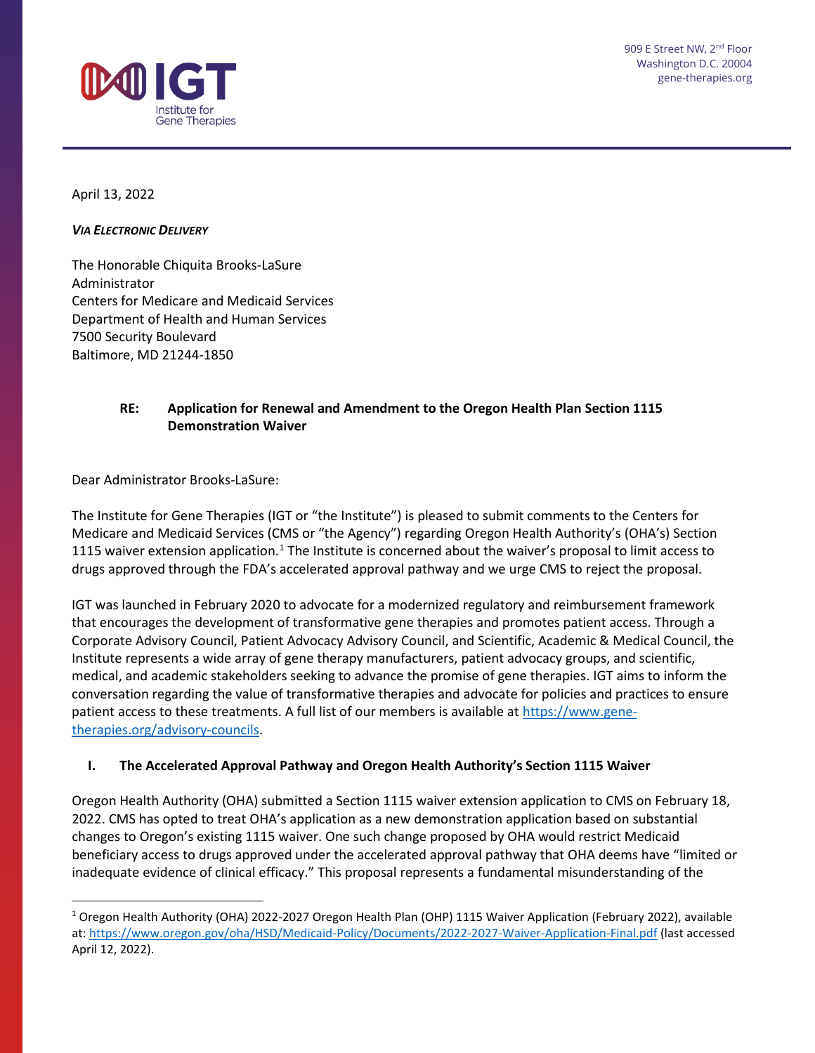IGT Institute for Gene Therapies

909 E Street NW, 2nd Floor
Washington D.C. 20004
gene-therapies.org

April 13, 2022

***VIA ELECTRONIC DELIVERY***

The Honorable Chiquita Brooks-LaSure
Administrator
Centers for Medicare and Medicaid Services
Department of Health and Human Services
7500 Security Boulevard
Baltimore, MD 21244-1850

**RE: Application for Renewal and Amendment to the Oregon Health Plan Section 1115 Demonstration Waiver**

Dear Administrator Brooks-LaSure:

The Institute for Gene Therapies (IGT or "the Institute") is pleased to submit comments to the Centers for Medicare and Medicaid Services (CMS or "the Agency") regarding Oregon Health Authority's (OHA's) Section 1115 waiver extension application.[1] The Institute is concerned about the waiver's proposal to limit access to drugs approved through the FDA's accelerated approval pathway and we urge CMS to reject the proposal.

IGT was launched in February 2020 to advocate for a modernized regulatory and reimbursement framework that encourages the development of transformative gene therapies and promotes patient access. Through a Corporate Advisory Council, Patient Advocacy Advisory Council, and Scientific, Academic & Medical Council, the Institute represents a wide array of gene therapy manufacturers, patient advocacy groups, and scientific, medical, and academic stakeholders seeking to advance the promise of gene therapies. IGT aims to inform the conversation regarding the value of transformative therapies and advocate for policies and practices to ensure patient access to these treatments. A full list of our members is available at https://www.gene-therapies.org/advisory-councils.

## I. The Accelerated Approval Pathway and Oregon Health Authority's Section 1115 Waiver

Oregon Health Authority (OHA) submitted a Section 1115 waiver extension application to CMS on February 18, 2022. CMS has opted to treat OHA's application as a new demonstration application based on substantial changes to Oregon's existing 1115 waiver. One such change proposed by OHA would restrict Medicaid beneficiary access to drugs approved under the accelerated approval pathway that OHA deems have "limited or inadequate evidence of clinical efficacy." This proposal represents a fundamental misunderstanding of the

---

[1] Oregon Health Authority (OHA) 2022-2027 Oregon Health Plan (OHP) 1115 Waiver Application (February 2022), available at: https://www.oregon.gov/oha/HSD/Medicaid-Policy/Documents/2022-2027-Waiver-Application-Final.pdf (last accessed April 12, 2022).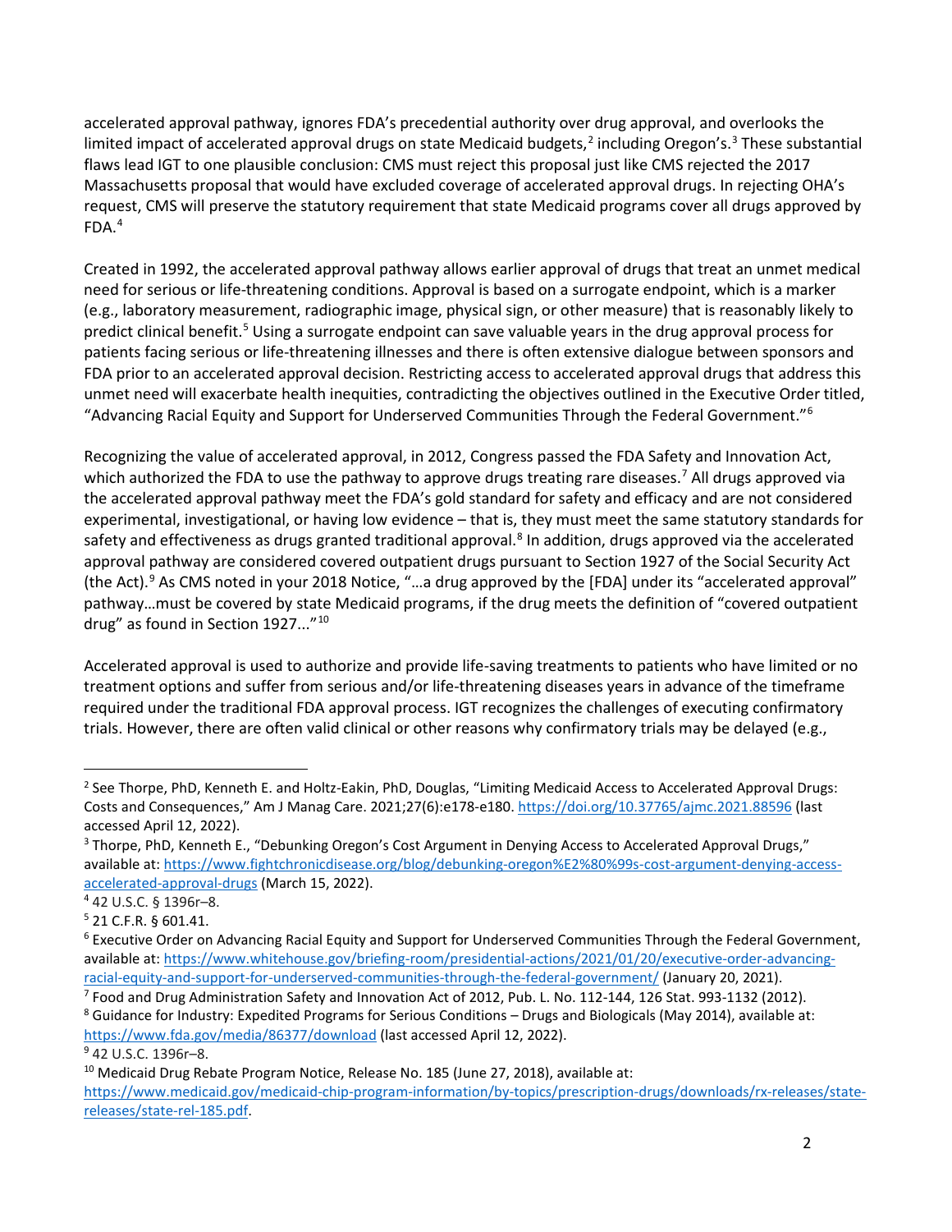accelerated approval pathway, ignores FDA's precedential authority over drug approval, and overlooks the limited impact of accelerated approval drugs on state Medicaid budgets,[2] including Oregon's.[3] These substantial flaws lead IGT to one plausible conclusion: CMS must reject this proposal just like CMS rejected the 2017 Massachusetts proposal that would have excluded coverage of accelerated approval drugs. In rejecting OHA's request, CMS will preserve the statutory requirement that state Medicaid programs cover all drugs approved by FDA.[4]

Created in 1992, the accelerated approval pathway allows earlier approval of drugs that treat an unmet medical need for serious or life-threatening conditions. Approval is based on a surrogate endpoint, which is a marker (e.g., laboratory measurement, radiographic image, physical sign, or other measure) that is reasonably likely to predict clinical benefit.[5] Using a surrogate endpoint can save valuable years in the drug approval process for patients facing serious or life-threatening illnesses and there is often extensive dialogue between sponsors and FDA prior to an accelerated approval decision. Restricting access to accelerated approval drugs that address this unmet need will exacerbate health inequities, contradicting the objectives outlined in the Executive Order titled, "Advancing Racial Equity and Support for Underserved Communities Through the Federal Government."[6]

Recognizing the value of accelerated approval, in 2012, Congress passed the FDA Safety and Innovation Act, which authorized the FDA to use the pathway to approve drugs treating rare diseases.[7] All drugs approved via the accelerated approval pathway meet the FDA's gold standard for safety and efficacy and are not considered experimental, investigational, or having low evidence – that is, they must meet the same statutory standards for safety and effectiveness as drugs granted traditional approval.[8] In addition, drugs approved via the accelerated approval pathway are considered covered outpatient drugs pursuant to Section 1927 of the Social Security Act (the Act).[9] As CMS noted in your 2018 Notice, "…a drug approved by the [FDA] under its "accelerated approval" pathway…must be covered by state Medicaid programs, if the drug meets the definition of "covered outpatient drug" as found in Section 1927..."[10]

Accelerated approval is used to authorize and provide life-saving treatments to patients who have limited or no treatment options and suffer from serious and/or life-threatening diseases years in advance of the timeframe required under the traditional FDA approval process. IGT recognizes the challenges of executing confirmatory trials. However, there are often valid clinical or other reasons why confirmatory trials may be delayed (e.g.,

---

[2] See Thorpe, PhD, Kenneth E. and Holtz-Eakin, PhD, Douglas, "Limiting Medicaid Access to Accelerated Approval Drugs: Costs and Consequences," Am J Manag Care. 2021;27(6):e178-e180. https://doi.org/10.37765/ajmc.2021.88596 (last accessed April 12, 2022).

[3] Thorpe, PhD, Kenneth E., "Debunking Oregon's Cost Argument in Denying Access to Accelerated Approval Drugs," available at: https://www.fightchronicdisease.org/blog/debunking-oregon%E2%80%99s-cost-argument-denying-access-accelerated-approval-drugs (March 15, 2022).

[4] 42 U.S.C. § 1396r–8.

[5] 21 C.F.R. § 601.41.

[6] Executive Order on Advancing Racial Equity and Support for Underserved Communities Through the Federal Government, available at: https://www.whitehouse.gov/briefing-room/presidential-actions/2021/01/20/executive-order-advancing-racial-equity-and-support-for-underserved-communities-through-the-federal-government/ (January 20, 2021).

[7] Food and Drug Administration Safety and Innovation Act of 2012, Pub. L. No. 112-144, 126 Stat. 993-1132 (2012).

[8] Guidance for Industry: Expedited Programs for Serious Conditions – Drugs and Biologicals (May 2014), available at: https://www.fda.gov/media/86377/download (last accessed April 12, 2022).

[9] 42 U.S.C. 1396r–8.

[10] Medicaid Drug Rebate Program Notice, Release No. 185 (June 27, 2018), available at: https://www.medicaid.gov/medicaid-chip-program-information/by-topics/prescription-drugs/downloads/rx-releases/state-releases/state-rel-185.pdf.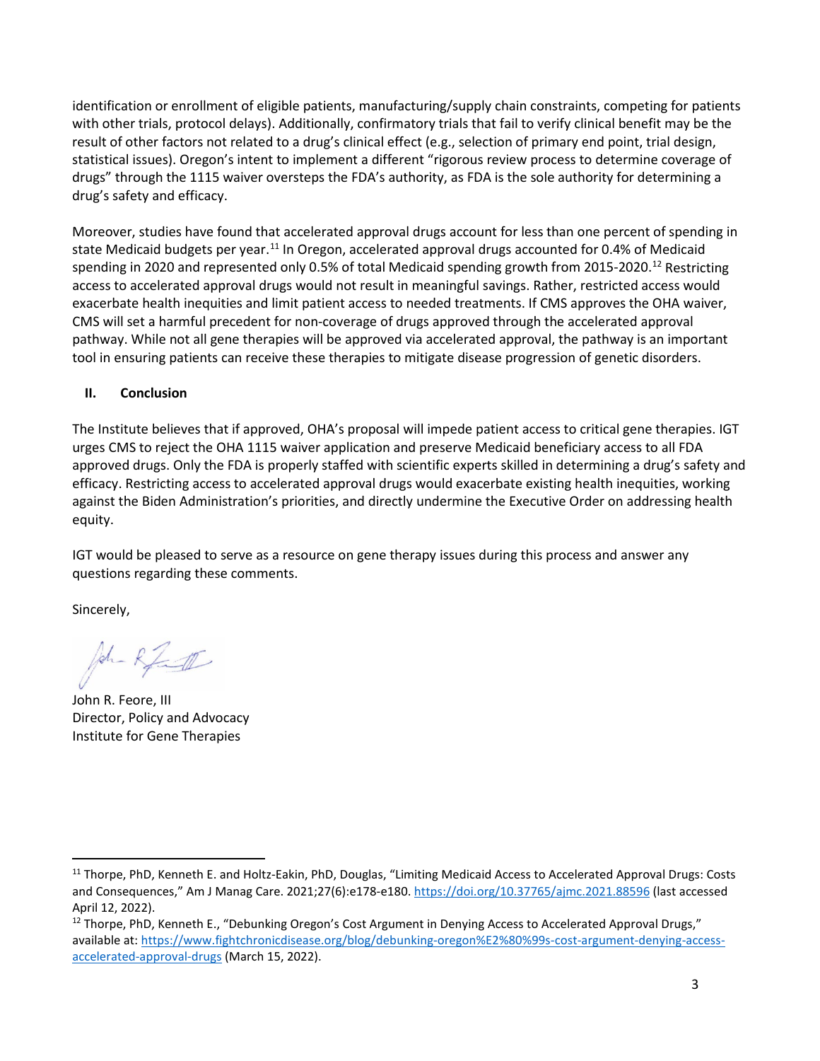identification or enrollment of eligible patients, manufacturing/supply chain constraints, competing for patients with other trials, protocol delays). Additionally, confirmatory trials that fail to verify clinical benefit may be the result of other factors not related to a drug's clinical effect (e.g., selection of primary end point, trial design, statistical issues). Oregon's intent to implement a different "rigorous review process to determine coverage of drugs" through the 1115 waiver oversteps the FDA's authority, as FDA is the sole authority for determining a drug's safety and efficacy.

Moreover, studies have found that accelerated approval drugs account for less than one percent of spending in state Medicaid budgets per year.[11] In Oregon, accelerated approval drugs accounted for 0.4% of Medicaid spending in 2020 and represented only 0.5% of total Medicaid spending growth from 2015-2020.[12] Restricting access to accelerated approval drugs would not result in meaningful savings. Rather, restricted access would exacerbate health inequities and limit patient access to needed treatments. If CMS approves the OHA waiver, CMS will set a harmful precedent for non-coverage of drugs approved through the accelerated approval pathway. While not all gene therapies will be approved via accelerated approval, the pathway is an important tool in ensuring patients can receive these therapies to mitigate disease progression of genetic disorders.

## II. Conclusion

The Institute believes that if approved, OHA's proposal will impede patient access to critical gene therapies. IGT urges CMS to reject the OHA 1115 waiver application and preserve Medicaid beneficiary access to all FDA approved drugs. Only the FDA is properly staffed with scientific experts skilled in determining a drug's safety and efficacy. Restricting access to accelerated approval drugs would exacerbate existing health inequities, working against the Biden Administration's priorities, and directly undermine the Executive Order on addressing health equity.

IGT would be pleased to serve as a resource on gene therapy issues during this process and answer any questions regarding these comments.

Sincerely,

John R. Feore, III
Director, Policy and Advocacy
Institute for Gene Therapies

---

[11] Thorpe, PhD, Kenneth E. and Holtz-Eakin, PhD, Douglas, "Limiting Medicaid Access to Accelerated Approval Drugs: Costs and Consequences," Am J Manag Care. 2021;27(6):e178-e180. https://doi.org/10.37765/ajmc.2021.88596 (last accessed April 12, 2022).

[12] Thorpe, PhD, Kenneth E., "Debunking Oregon's Cost Argument in Denying Access to Accelerated Approval Drugs," available at: https://www.fightchronicdisease.org/blog/debunking-oregon%E2%80%99s-cost-argument-denying-access-accelerated-approval-drugs (March 15, 2022).